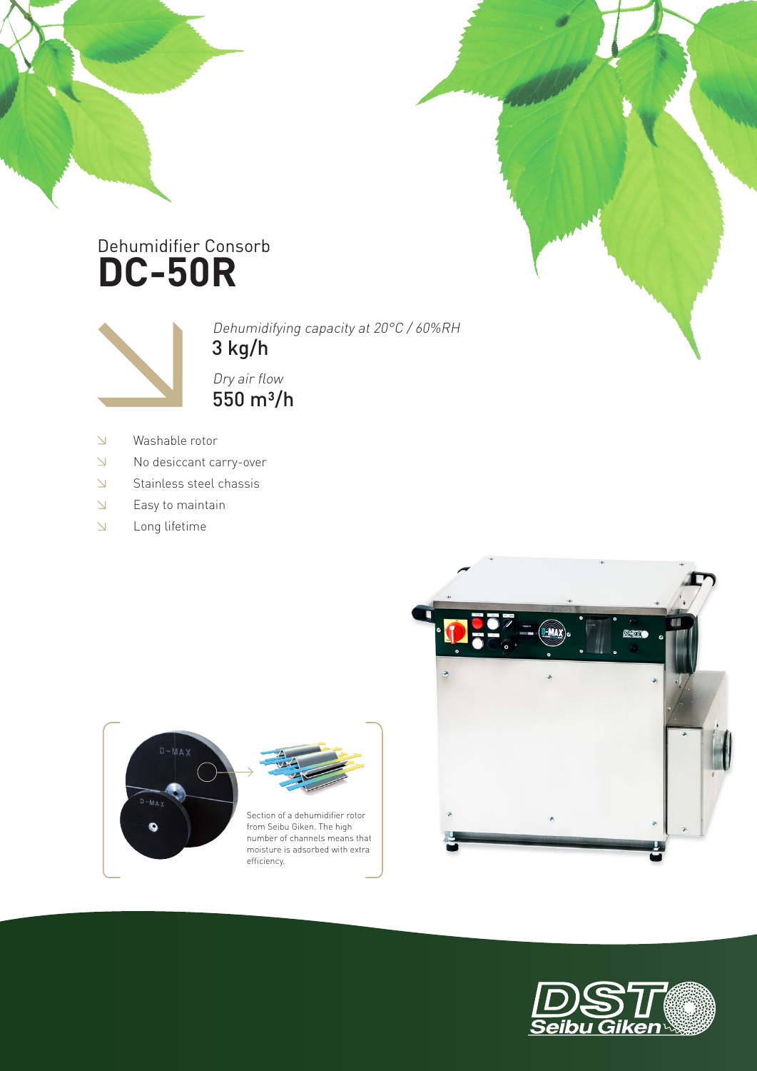Dehumidifier Consorb

# DC-50R

*Dehumidifying capacity at 20°C / 60%RH*
3 kg/h

*Dry air flow*
550 m³/h

- Washable rotor
- No desiccant carry-over
- Stainless steel chassis
- Easy to maintain
- Long lifetime

Section of a dehumidifier rotor from Seibu Giken. The high number of channels means that moisture is adsorbed with extra efficiency.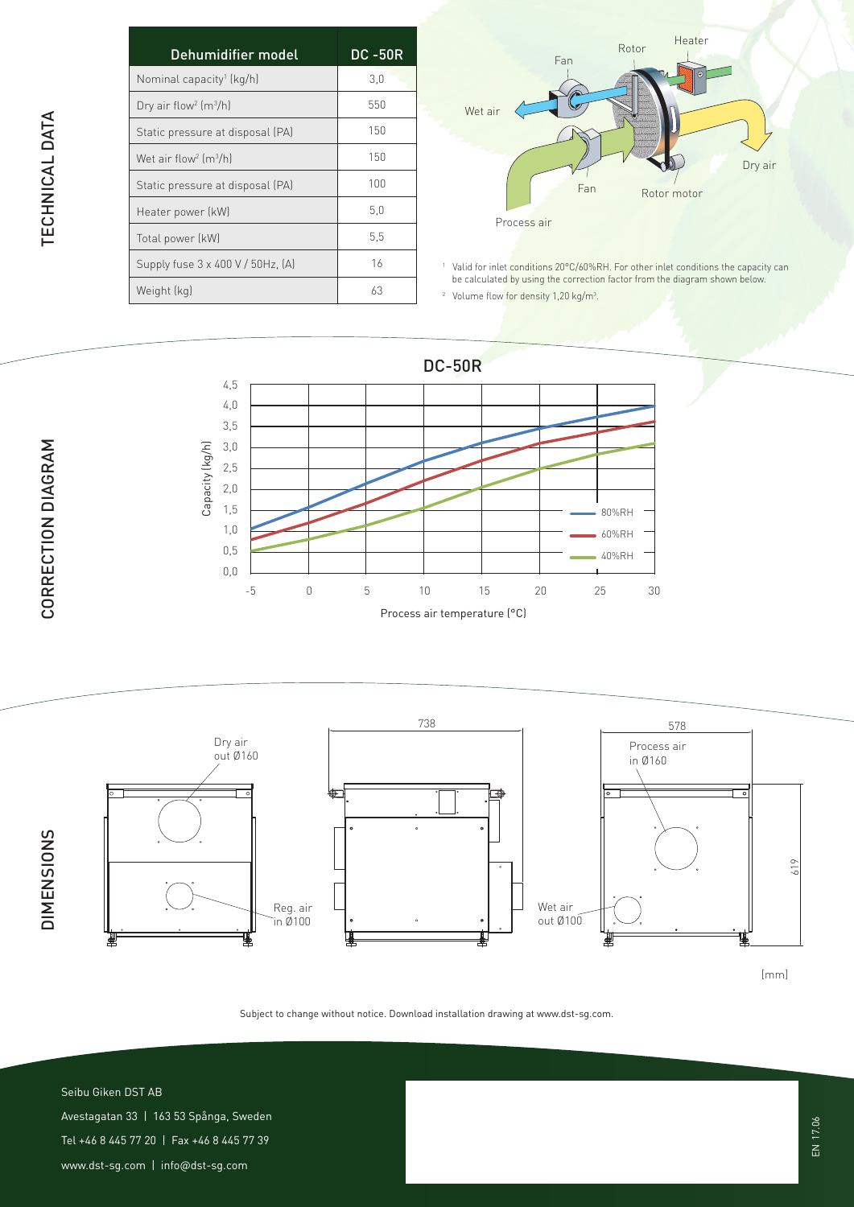## TECHNICAL DATA

| Dehumidifier model | DC -50R |
|---|---|
| Nominal capacity[1] (kg/h) | 3,0 |
| Dry air flow[2] (m³/h) | 550 |
| Static pressure at disposal (PA) | 150 |
| Wet air flow[2] (m³/h) | 150 |
| Static pressure at disposal (PA) | 100 |
| Heater power (kW) | 5,0 |
| Total power (kW) | 5,5 |
| Supply fuse 3 x 400 V / 50Hz, (A) | 16 |
| Weight (kg) | 63 |

Heater
Rotor
Fan
Wet air
Dry air
Fan
Rotor motor
Process air

[1] Valid for inlet conditions 20°C/60%RH. For other inlet conditions the capacity can be calculated by using the correction factor from the diagram shown below.

[2] Volume flow for density 1,20 kg/m³.

## CORRECTION DIAGRAM

DC-50R

Capacity (kg/h)
4,5
4,0
3,5
3,0
2,5
2,0
1,5
1,0
0,5
0,0

-5 0 5 10 15 20 25 30

Process air temperature (°C)

80%RH
60%RH
40%RH

## DIMENSIONS

Dry air out Ø160
Reg. air in Ø100
738
Wet air out Ø100
578
Process air in Ø160
619

[mm]

Subject to change without notice. Download installation drawing at www.dst-sg.com.

Seibu Giken DST AB

Avestagatan 33 | 163 53 Spånga, Sweden

Tel +46 8 445 77 20 | Fax +46 8 445 77 39

www.dst-sg.com | info@dst-sg.com

EN 17.06